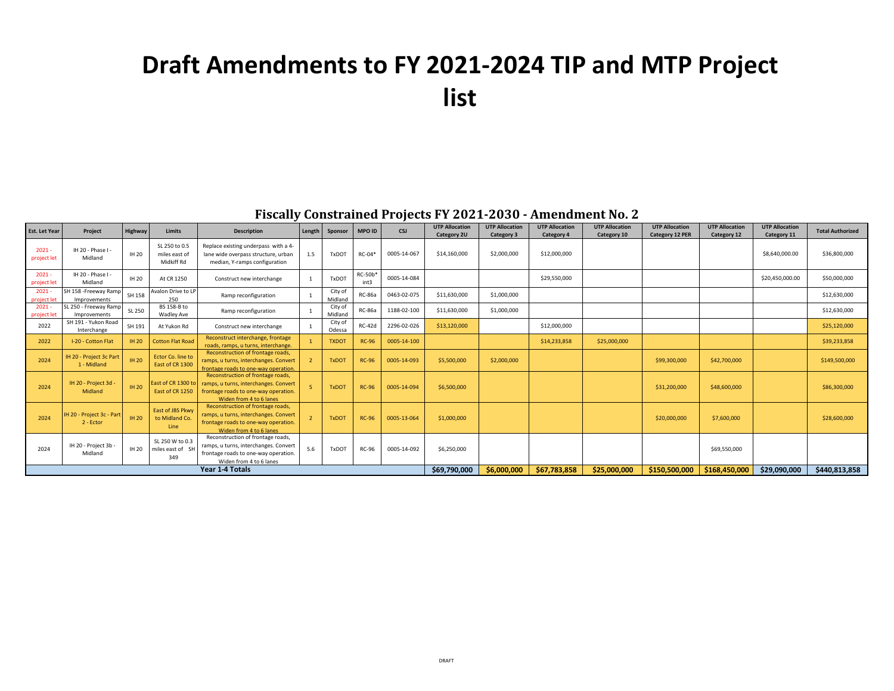# Draft Amendments to FY 2021-2024 TIP and MTP Project list

## Fiscally Constrained Projects FY 2021-2030 - Amendment No. 2

| Est. Let Year | Project | Highway | Limits | Description | Length | Sponsor | MPO ID | CSJ | UTP Allocation Category 2U | UTP Allocation Category 3 | UTP Allocation Category 4 | UTP Allocation Category 10 | UTP Allocation Category 12 PER | UTP Allocation Category 12 | UTP Allocation Category 11 | Total Authorized |
|---|---|---|---|---|---|---|---|---|---|---|---|---|---|---|---|---|
| 2021 - project let | IH 20 - Phase I - Midland | IH 20 | SL 250 to 0.5 miles east of Midkiff Rd | Replace existing underpass with a 4-lane wide overpass structure, urban median, Y-ramps configuration | 1.5 | TxDOT | RC-04* | 0005-14-067 | $14,160,000 | $2,000,000 | $12,000,000 | | | | $8,640,000.00 | $36,800,000 |
| 2021 - project let | IH 20 - Phase I - Midland | IH 20 | At CR 1250 | Construct new interchange | 1 | TxDOT | RC-50b* int3 | 0005-14-084 | | | $29,550,000 | | | | $20,450,000.00 | $50,000,000 |
| 2021 - project let | SH 158 -Freeway Ramp Improvements | SH 158 | Avalon Drive to LP 250 | Ramp reconfiguration | 1 | City of Midland | RC-86a | 0463-02-075 | $11,630,000 | $1,000,000 | | | | | | $12,630,000 |
| 2021 - project let | SL 250 - Freeway Ramp Improvements | SL 250 | BS 158-B to Wadley Ave | Ramp reconfiguration | 1 | City of Midland | RC-86a | 1188-02-100 | $11,630,000 | $1,000,000 | | | | | | $12,630,000 |
| 2022 | SH 191 - Yukon Road Interchange | SH 191 | At Yukon Rd | Construct new interchange | 1 | City of Odessa | RC-42d | 2296-02-026 | $13,120,000 | | $12,000,000 | | | | | $25,120,000 |
| 2022 | I-20 - Cotton Flat | IH 20 | Cotton Flat Road | Reconstruct interchange, frontage roads, ramps, u turns, interchange. | 1 | TXDOT | RC-96 | 0005-14-100 | | | $14,233,858 | $25,000,000 | | | | $39,233,858 |
| 2024 | IH 20 - Project 3c Part 1 - Midland | IH 20 | Ector Co. line to East of CR 1300 | Reconstruction of frontage roads, ramps, u turns, interchanges. Convert frontage roads to one-way operation. | 2 | TxDOT | RC-96 | 0005-14-093 | $5,500,000 | $2,000,000 | | | $99,300,000 | $42,700,000 | | $149,500,000 |
| 2024 | IH 20 - Project 3d - Midland | IH 20 | East of CR 1300 to East of CR 1250 | Reconstruction of frontage roads, ramps, u turns, interchanges. Convert frontage roads to one-way operation. Widen from 4 to 6 lanes | 5 | TxDOT | RC-96 | 0005-14-094 | $6,500,000 | | | | $31,200,000 | $48,600,000 | | $86,300,000 |
| 2024 | IH 20 - Project 3c - Part 2 - Ector | IH 20 | East of JBS Pkwy to Midland Co. Line | Reconstruction of frontage roads, ramps, u turns, interchanges. Convert frontage roads to one-way operation. Widen from 4 to 6 lanes | 2 | TxDOT | RC-96 | 0005-13-064 | $1,000,000 | | | | $20,000,000 | $7,600,000 | | $28,600,000 |
| 2024 | IH 20 - Project 3b - Midland | IH 20 | SL 250 W to 0.3 miles east of SH 349 | Reconstruction of frontage roads, ramps, u turns, interchanges. Convert frontage roads to one-way operation. Widen from 4 to 6 lanes | 5.6 | TxDOT | RC-96 | 0005-14-092 | $6,250,000 | | | | | $69,550,000 | | |
| **Year 1-4 Totals** | | | | | | | | | **$69,790,000** | **$6,000,000** | **$67,783,858** | **$25,000,000** | **$150,500,000** | **$168,450,000** | **$29,090,000** | **$440,813,858** |

DRAFT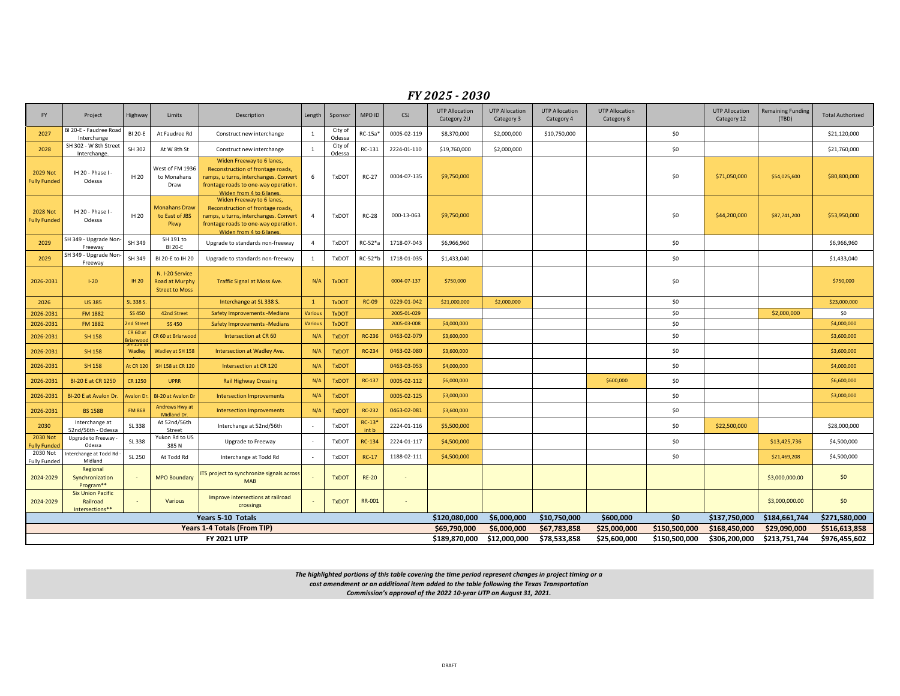# FY 2025 - 2030

| FY | Project | Highway | Limits | Description | Length | Sponsor | MPO ID | CSJ | UTP Allocation Category 2U | UTP Allocation Category 3 | UTP Allocation Category 4 | UTP Allocation Category 8 | | UTP Allocation Category 12 | Remaining Funding (TBD) | Total Authorized |
|---|---|---|---|---|---|---|---|---|---|---|---|---|---|---|---|---|
| 2027 | BI 20-E - Faudree Road Interchange | BI 20-E | At Faudree Rd | Construct new interchange | 1 | City of Odessa | RC-15a* | 0005-02-119 | $8,370,000 | $2,000,000 | $10,750,000 | | $0 | | | $21,120,000 |
| 2028 | SH 302 - W 8th Street Interchange. | SH 302 | At W 8th St | Construct new interchange | 1 | City of Odessa | RC-131 | 2224-01-110 | $19,760,000 | $2,000,000 | | | $0 | | | $21,760,000 |
| 2029 Not Fully Funded | IH 20 - Phase I - Odessa | IH 20 | West of FM 1936 to Monahans Draw | Widen Freeway to 6 lanes, Reconstruction of frontage roads, ramps, u turns, interchanges. Convert frontage roads to one-way operation. Widen from 4 to 6 lanes. | 6 | TxDOT | RC-27 | 0004-07-135 | $9,750,000 | | | | $0 | $71,050,000 | $54,025,600 | $80,800,000 |
| 2028 Not Fully Funded | IH 20 - Phase I - Odessa | IH 20 | Monahans Draw to East of JBS Pkwy | Widen Freeway to 6 lanes, Reconstruction of frontage roads, ramps, u turns, interchanges. Convert frontage roads to one-way operation. Widen from 4 to 6 lanes. | 4 | TxDOT | RC-28 | 000-13-063 | $9,750,000 | | | | $0 | $44,200,000 | $87,741,200 | $53,950,000 |
| 2029 | SH 349 - Upgrade Non-Freeway | SH 349 | SH 191 to BI 20-E | Upgrade to standards non-freeway | 4 | TxDOT | RC-52*a | 1718-07-043 | $6,966,960 | | | | $0 | | | $6,966,960 |
| 2029 | SH 349 - Upgrade Non-Freeway | SH 349 | BI 20-E to IH 20 | Upgrade to standards non-freeway | 1 | TxDOT | RC-52*b | 1718-01-035 | $1,433,040 | | | | $0 | | | $1,433,040 |
| 2026-2031 | I-20 | IH 20 | N. I-20 Service Road at Murphy Street to Moss | Traffic Signal at Moss Ave. | N/A | TxDOT | | 0004-07-137 | $750,000 | | | | $0 | | | $750,000 |
| 2026 | US 385 | SL 338 S. | | Interchange at SL 338 S. | 1 | TxDOT | RC-09 | 0229-01-042 | $21,000,000 | $2,000,000 | | | $0 | | | $23,000,000 |
| 2026-2031 | FM 1882 | SS 450 | 42nd Street | Safety Improvements -Medians | Various | TxDOT | | 2005-01-029 | | | | | $0 | | $2,000,000 | $0 |
| 2026-2031 | FM 1882 | 2nd Street | SS 450 | Safety Improvements -Medians | Various | TxDOT | | 2005-03-008 | $4,000,000 | | | | $0 | | | $4,000,000 |
| 2026-2031 | SH 158 | CR 60 at Briarwood | CR 60 at Briarwood | Intersection at CR 60 | N/A | TxDOT | RC-236 | 0463-02-079 | $3,600,000 | | | | $0 | | | $3,600,000 |
| 2026-2031 | SH 158 | SH 158 at Wadley Ave. | Wadley at SH 158 | Intersection at Wadley Ave. | N/A | TxDOT | RC-234 | 0463-02-080 | $3,600,000 | | | | $0 | | | $3,600,000 |
| 2026-2031 | SH 158 | At CR 120 | SH 158 at CR 120 | Intersection at CR 120 | N/A | TxDOT | | 0463-03-053 | $4,000,000 | | | | $0 | | | $4,000,000 |
| 2026-2031 | BI-20 E at CR 1250 | CR 1250 | UPRR | Rail Highway Crossing | N/A | TxDOT | RC-137 | 0005-02-112 | $6,000,000 | | | $600,000 | $0 | | | $6,600,000 |
| 2026-2031 | BI-20 E at Avalon Dr. | Avalon Dr. | BI-20 at Avalon Dr | Intersection Improvements | N/A | TxDOT | | 0005-02-125 | $3,000,000 | | | | $0 | | | $3,000,000 |
| 2026-2031 | BS 158B | FM 868 | Andrews Hwy at Midland Dr. | Intersection Improvements | N/A | TxDOT | RC-232 | 0463-02-081 | $3,600,000 | | | | $0 | | | |
| 2030 | Interchange at 52nd/56th - Odessa | SL 338 | At 52nd/56th Street | Interchange at 52nd/56th | - | TxDOT | RC-13* int b | 2224-01-116 | $5,500,000 | | | | $0 | $22,500,000 | | $28,000,000 |
| 2030 Not Fully Funded | Upgrade to Freeway - Odessa | SL 338 | Yukon Rd to US 385 N | Upgrade to Freeway | - | TxDOT | RC-134 | 2224-01-117 | $4,500,000 | | | | $0 | | $13,425,736 | $4,500,000 |
| 2030 Not Fully Funded | Interchange at Todd Rd - Midland | SL 250 | At Todd Rd | Interchange at Todd Rd | - | TxDOT | RC-17 | 1188-02-111 | $4,500,000 | | | | $0 | | $21,469,208 | $4,500,000 |
| 2024-2029 | Regional Synchronization Program** | - | MPO Boundary | ITS project to synchronize signals across MAB | - | TxDOT | RE-20 | - | | | | | | | $3,000,000.00 | $0 |
| 2024-2029 | Six Union Pacific Railroad Intersections** | - | Various | Improve intersections at railroad crossings | - | TxDOT | RR-001 | - | | | | | | | $3,000,000.00 | $0 |
| | | | | **Years 5-10 Totals** | | | | | **$120,080,000** | **$6,000,000** | **$10,750,000** | **$600,000** | **$0** | **$137,750,000** | **$184,661,744** | **$271,580,000** |
| | | | | **Years 1-4 Totals (From TIP)** | | | | | **$69,790,000** | **$6,000,000** | **$67,783,858** | **$25,000,000** | **$150,500,000** | **$168,450,000** | **$29,090,000** | **$516,613,858** |
| | | | | **FY 2021 UTP** | | | | | **$189,870,000** | **$12,000,000** | **$78,533,858** | **$25,600,000** | **$150,500,000** | **$306,200,000** | **$213,751,744** | **$976,455,602** |

***The highlighted portions of this table covering the time period represent changes in project timing or a cost amendment or an additional item added to the table following the Texas Transportation Commission's approval of the 2022 10-year UTP on August 31, 2021.***

DRAFT